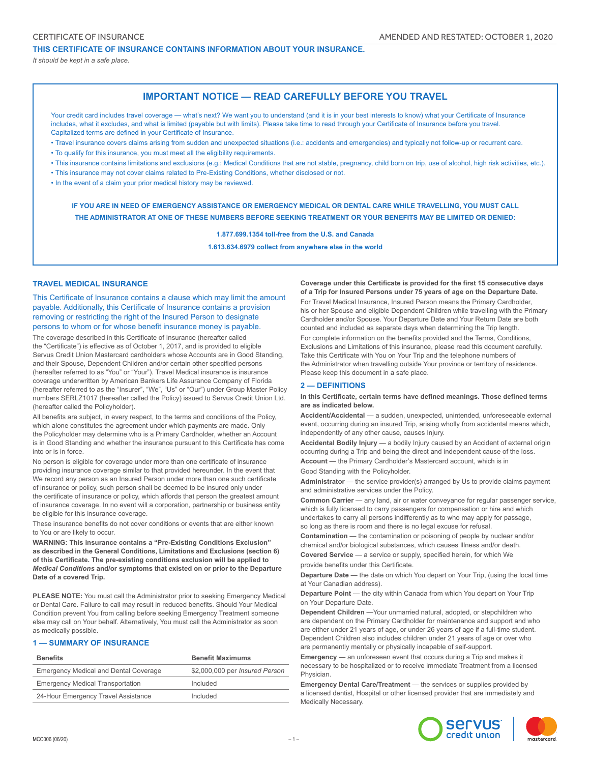CERTIFICATE OF INSURANCE

AMENDED AND RESTATED: OCTOBER 1, 2020

**THIS CERTIFICATE OF INSURANCE CONTAINS INFORMATION ABOUT YOUR INSURANCE.**

*It should be kept in a safe place.*

## IMPORTANT NOTICE — READ CAREFULLY BEFORE YOU TRAVEL

Your credit card includes travel coverage — what's next? We want you to understand (and it is in your best interests to know) what your Certificate of Insurance includes, what it excludes, and what is limited (payable but with limits). Please take time to read through your Certificate of Insurance before you travel. Capitalized terms are defined in your Certificate of Insurance.

- Travel insurance covers claims arising from sudden and unexpected situations (i.e.: accidents and emergencies) and typically not follow-up or recurrent care.
- To qualify for this insurance, you must meet all the eligibility requirements.
- This insurance contains limitations and exclusions (e.g.: Medical Conditions that are not stable, pregnancy, child born on trip, use of alcohol, high risk activities, etc.).
- This insurance may not cover claims related to Pre-Existing Conditions, whether disclosed or not.
- In the event of a claim your prior medical history may be reviewed.

**IF YOU ARE IN NEED OF EMERGENCY ASSISTANCE OR EMERGENCY MEDICAL OR DENTAL CARE WHILE TRAVELLING, YOU MUST CALL THE ADMINISTRATOR AT ONE OF THESE NUMBERS BEFORE SEEKING TREATMENT OR YOUR BENEFITS MAY BE LIMITED OR DENIED:**

**1.877.699.1354 toll-free from the U.S. and Canada**

**1.613.634.6979 collect from anywhere else in the world**

## TRAVEL MEDICAL INSURANCE

This Certificate of Insurance contains a clause which may limit the amount payable. Additionally, this Certificate of Insurance contains a provision removing or restricting the right of the Insured Person to designate persons to whom or for whose benefit insurance money is payable.

The coverage described in this Certificate of Insurance (hereafter called the "Certificate") is effective as of October 1, 2017, and is provided to eligible Servus Credit Union Mastercard cardholders whose Accounts are in Good Standing, and their Spouse, Dependent Children and/or certain other specified persons (hereafter referred to as "You" or "Your"). Travel Medical insurance is insurance coverage underwritten by American Bankers Life Assurance Company of Florida (hereafter referred to as the "Insurer", "We", "Us" or "Our") under Group Master Policy numbers SERLZ1017 (hereafter called the Policy) issued to Servus Credit Union Ltd. (hereafter called the Policyholder).

All benefits are subject, in every respect, to the terms and conditions of the Policy, which alone constitutes the agreement under which payments are made. Only the Policyholder may determine who is a Primary Cardholder, whether an Account is in Good Standing and whether the insurance pursuant to this Certificate has come into or is in force.

No person is eligible for coverage under more than one certificate of insurance providing insurance coverage similar to that provided hereunder. In the event that We record any person as an Insured Person under more than one such certificate of insurance or policy, such person shall be deemed to be insured only under the certificate of insurance or policy, which affords that person the greatest amount of insurance coverage. In no event will a corporation, partnership or business entity be eligible for this insurance coverage.

These insurance benefits do not cover conditions or events that are either known to You or are likely to occur.

**WARNING: This insurance contains a "Pre-Existing Conditions Exclusion" as described in the General Conditions, Limitations and Exclusions (section 6) of this Certificate. The pre-existing conditions exclusion will be applied to *Medical Conditions* and/or symptoms that existed on or prior to the Departure Date of a covered Trip.**

**PLEASE NOTE:** You must call the Administrator prior to seeking Emergency Medical or Dental Care. Failure to call may result in reduced benefits. Should Your Medical Condition prevent You from calling before seeking Emergency Treatment someone else may call on Your behalf. Alternatively, You must call the Administrator as soon as medically possible.

## 1 — SUMMARY OF INSURANCE

| Benefits | Benefit Maximums |
|---|---|
| Emergency Medical and Dental Coverage | $2,000,000 per *Insured Person* |
| Emergency Medical Transportation | Included |
| 24-Hour Emergency Travel Assistance | Included |

**Coverage under this Certificate is provided for the first 15 consecutive days of a Trip for Insured Persons under 75 years of age on the Departure Date.**

For Travel Medical Insurance, Insured Person means the Primary Cardholder, his or her Spouse and eligible Dependent Children while travelling with the Primary Cardholder and/or Spouse. Your Departure Date and Your Return Date are both counted and included as separate days when determining the Trip length.

For complete information on the benefits provided and the Terms, Conditions, Exclusions and Limitations of this insurance, please read this document carefully. Take this Certificate with You on Your Trip and the telephone numbers of the Administrator when travelling outside Your province or territory of residence. Please keep this document in a safe place.

## 2 — DEFINITIONS

**In this Certificate, certain terms have defined meanings. Those defined terms are as indicated below.**

**Accident/Accidental** — a sudden, unexpected, unintended, unforeseeable external event, occurring during an insured Trip, arising wholly from accidental means which, independently of any other cause, causes Injury.

**Accidental Bodily Injury** — a bodily Injury caused by an Accident of external origin occurring during a Trip and being the direct and independent cause of the loss.

**Account** — the Primary Cardholder's Mastercard account, which is in Good Standing with the Policyholder.

**Administrator** — the service provider(s) arranged by Us to provide claims payment and administrative services under the Policy.

**Common Carrier** — any land, air or water conveyance for regular passenger service, which is fully licensed to carry passengers for compensation or hire and which undertakes to carry all persons indifferently as to who may apply for passage, so long as there is room and there is no legal excuse for refusal.

**Contamination** — the contamination or poisoning of people by nuclear and/or chemical and/or biological substances, which causes Illness and/or death.

**Covered Service** — a service or supply, specified herein, for which We provide benefits under this Certificate.

**Departure Date** — the date on which You depart on Your Trip, (using the local time at Your Canadian address).

**Departure Point** — the city within Canada from which You depart on Your Trip on Your Departure Date.

**Dependent Children** —Your unmarried natural, adopted, or stepchildren who are dependent on the Primary Cardholder for maintenance and support and who are either under 21 years of age, or under 26 years of age if a full-time student. Dependent Children also includes children under 21 years of age or over who are permanently mentally or physically incapable of self-support.

**Emergency** — an unforeseen event that occurs during a Trip and makes it necessary to be hospitalized or to receive immediate Treatment from a licensed Physician.

**Emergency Dental Care/Treatment** — the services or supplies provided by a licensed dentist, Hospital or other licensed provider that are immediately and Medically Necessary.

MCC006 (06/20)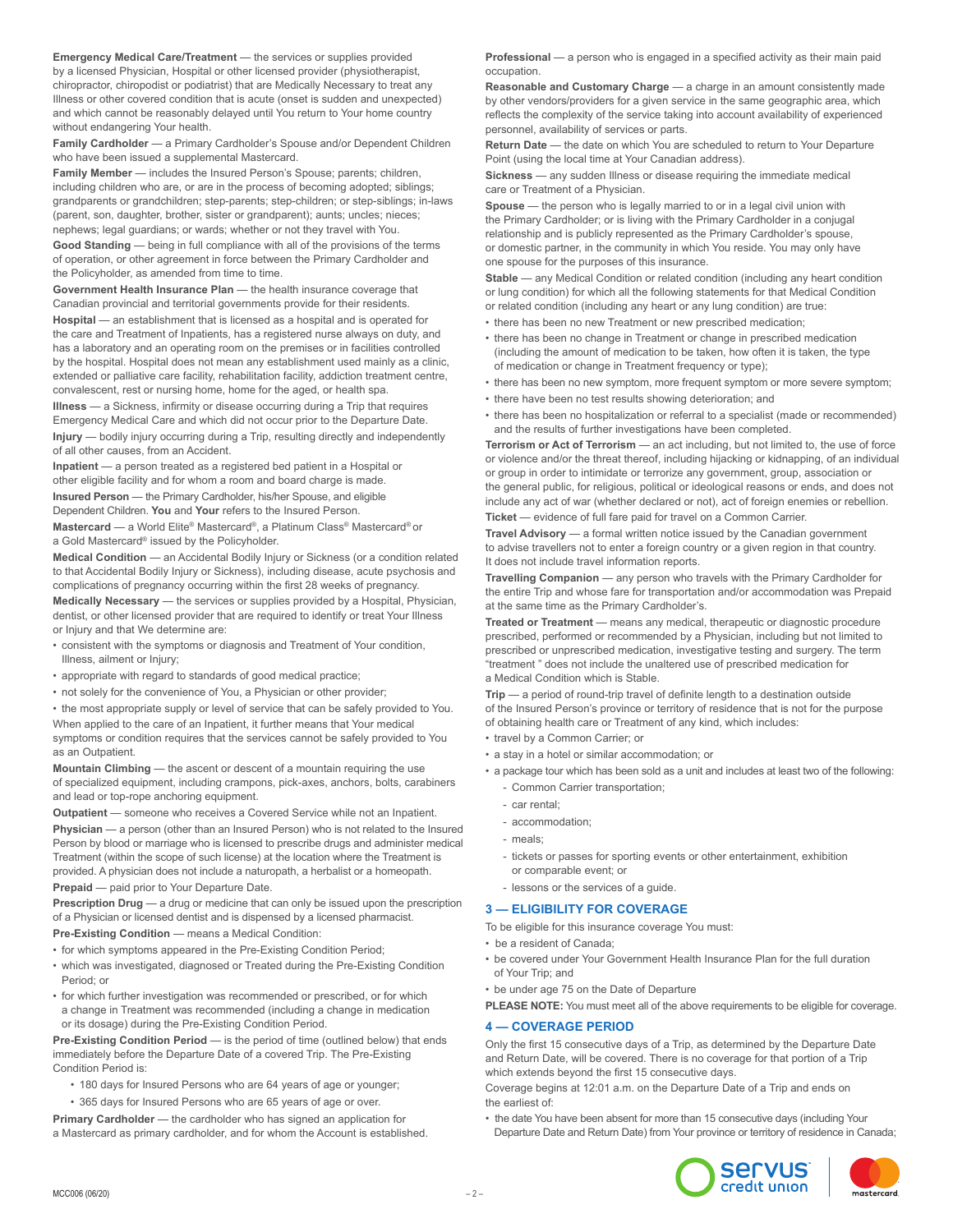**Emergency Medical Care/Treatment** — the services or supplies provided by a licensed Physician, Hospital or other licensed provider (physiotherapist, chiropractor, chiropodist or podiatrist) that are Medically Necessary to treat any Illness or other covered condition that is acute (onset is sudden and unexpected) and which cannot be reasonably delayed until You return to Your home country without endangering Your health.

**Family Cardholder** — a Primary Cardholder's Spouse and/or Dependent Children who have been issued a supplemental Mastercard.

**Family Member** — includes the Insured Person's Spouse; parents; children, including children who are, or are in the process of becoming adopted; siblings; grandparents or grandchildren; step-parents; step-children; or step-siblings; in-laws (parent, son, daughter, brother, sister or grandparent); aunts; uncles; nieces; nephews; legal guardians; or wards; whether or not they travel with You.

**Good Standing** — being in full compliance with all of the provisions of the terms of operation, or other agreement in force between the Primary Cardholder and the Policyholder, as amended from time to time.

**Government Health Insurance Plan** — the health insurance coverage that Canadian provincial and territorial governments provide for their residents.

**Hospital** — an establishment that is licensed as a hospital and is operated for the care and Treatment of Inpatients, has a registered nurse always on duty, and has a laboratory and an operating room on the premises or in facilities controlled by the hospital. Hospital does not mean any establishment used mainly as a clinic, extended or palliative care facility, rehabilitation facility, addiction treatment centre, convalescent, rest or nursing home, home for the aged, or health spa.

**Illness** — a Sickness, infirmity or disease occurring during a Trip that requires Emergency Medical Care and which did not occur prior to the Departure Date.

**Injury** — bodily injury occurring during a Trip, resulting directly and independently of all other causes, from an Accident.

**Inpatient** — a person treated as a registered bed patient in a Hospital or other eligible facility and for whom a room and board charge is made.

**Insured Person** — the Primary Cardholder, his/her Spouse, and eligible Dependent Children. **You** and **Your** refers to the Insured Person.

**Mastercard** — a World Elite® Mastercard®, a Platinum Class® Mastercard® or a Gold Mastercard® issued by the Policyholder.

**Medical Condition** — an Accidental Bodily Injury or Sickness (or a condition related to that Accidental Bodily Injury or Sickness), including disease, acute psychosis and complications of pregnancy occurring within the first 28 weeks of pregnancy.

**Medically Necessary** — the services or supplies provided by a Hospital, Physician, dentist, or other licensed provider that are required to identify or treat Your Illness or Injury and that We determine are:

- consistent with the symptoms or diagnosis and Treatment of Your condition, Illness, ailment or Injury;
- appropriate with regard to standards of good medical practice;
- not solely for the convenience of You, a Physician or other provider;
- the most appropriate supply or level of service that can be safely provided to You.

When applied to the care of an Inpatient, it further means that Your medical symptoms or condition requires that the services cannot be safely provided to You as an Outpatient.

**Mountain Climbing** — the ascent or descent of a mountain requiring the use of specialized equipment, including crampons, pick-axes, anchors, bolts, carabiners and lead or top-rope anchoring equipment.

**Outpatient** — someone who receives a Covered Service while not an Inpatient.

**Physician** — a person (other than an Insured Person) who is not related to the Insured Person by blood or marriage who is licensed to prescribe drugs and administer medical Treatment (within the scope of such license) at the location where the Treatment is provided. A physician does not include a naturopath, a herbalist or a homeopath.

**Prepaid** — paid prior to Your Departure Date.

**Prescription Drug** — a drug or medicine that can only be issued upon the prescription of a Physician or licensed dentist and is dispensed by a licensed pharmacist.

**Pre-Existing Condition** — means a Medical Condition:

- for which symptoms appeared in the Pre-Existing Condition Period;
- which was investigated, diagnosed or Treated during the Pre-Existing Condition Period; or
- for which further investigation was recommended or prescribed, or for which a change in Treatment was recommended (including a change in medication or its dosage) during the Pre-Existing Condition Period.

**Pre-Existing Condition Period** — is the period of time (outlined below) that ends immediately before the Departure Date of a covered Trip. The Pre-Existing Condition Period is:

- 180 days for Insured Persons who are 64 years of age or younger;
- 365 days for Insured Persons who are 65 years of age or over.

**Primary Cardholder** — the cardholder who has signed an application for a Mastercard as primary cardholder, and for whom the Account is established.

**Professional** — a person who is engaged in a specified activity as their main paid occupation.

**Reasonable and Customary Charge** — a charge in an amount consistently made by other vendors/providers for a given service in the same geographic area, which reflects the complexity of the service taking into account availability of experienced personnel, availability of services or parts.

**Return Date** — the date on which You are scheduled to return to Your Departure Point (using the local time at Your Canadian address).

**Sickness** — any sudden Illness or disease requiring the immediate medical care or Treatment of a Physician.

**Spouse** — the person who is legally married to or in a legal civil union with the Primary Cardholder; or is living with the Primary Cardholder in a conjugal relationship and is publicly represented as the Primary Cardholder's spouse, or domestic partner, in the community in which You reside. You may only have one spouse for the purposes of this insurance.

**Stable** — any Medical Condition or related condition (including any heart condition or lung condition) for which all the following statements for that Medical Condition or related condition (including any heart or any lung condition) are true:

- there has been no new Treatment or new prescribed medication;
- there has been no change in Treatment or change in prescribed medication (including the amount of medication to be taken, how often it is taken, the type of medication or change in Treatment frequency or type);
- there has been no new symptom, more frequent symptom or more severe symptom;
- there have been no test results showing deterioration; and
- there has been no hospitalization or referral to a specialist (made or recommended) and the results of further investigations have been completed.

**Terrorism or Act of Terrorism** — an act including, but not limited to, the use of force or violence and/or the threat thereof, including hijacking or kidnapping, of an individual or group in order to intimidate or terrorize any government, group, association or the general public, for religious, political or ideological reasons or ends, and does not include any act of war (whether declared or not), act of foreign enemies or rebellion.

**Ticket** — evidence of full fare paid for travel on a Common Carrier.

**Travel Advisory** — a formal written notice issued by the Canadian government to advise travellers not to enter a foreign country or a given region in that country. It does not include travel information reports.

**Travelling Companion** — any person who travels with the Primary Cardholder for the entire Trip and whose fare for transportation and/or accommodation was Prepaid at the same time as the Primary Cardholder's.

**Treated or Treatment** — means any medical, therapeutic or diagnostic procedure prescribed, performed or recommended by a Physician, including but not limited to prescribed or unprescribed medication, investigative testing and surgery. The term "treatment " does not include the unaltered use of prescribed medication for a Medical Condition which is Stable.

**Trip** — a period of round-trip travel of definite length to a destination outside of the Insured Person's province or territory of residence that is not for the purpose of obtaining health care or Treatment of any kind, which includes:

- travel by a Common Carrier; or
- a stay in a hotel or similar accommodation; or
- a package tour which has been sold as a unit and includes at least two of the following:
  - Common Carrier transportation;
  - car rental;
  - accommodation;
  - meals;
  - tickets or passes for sporting events or other entertainment, exhibition or comparable event; or
  - lessons or the services of a guide.

## 3 — ELIGIBILITY FOR COVERAGE

To be eligible for this insurance coverage You must:

- be a resident of Canada;
- be covered under Your Government Health Insurance Plan for the full duration of Your Trip; and
- be under age 75 on the Date of Departure

**PLEASE NOTE:** You must meet all of the above requirements to be eligible for coverage.

## 4 — COVERAGE PERIOD

Only the first 15 consecutive days of a Trip, as determined by the Departure Date and Return Date, will be covered. There is no coverage for that portion of a Trip which extends beyond the first 15 consecutive days.

Coverage begins at 12:01 a.m. on the Departure Date of a Trip and ends on the earliest of:

- the date You have been absent for more than 15 consecutive days (including Your Departure Date and Return Date) from Your province or territory of residence in Canada;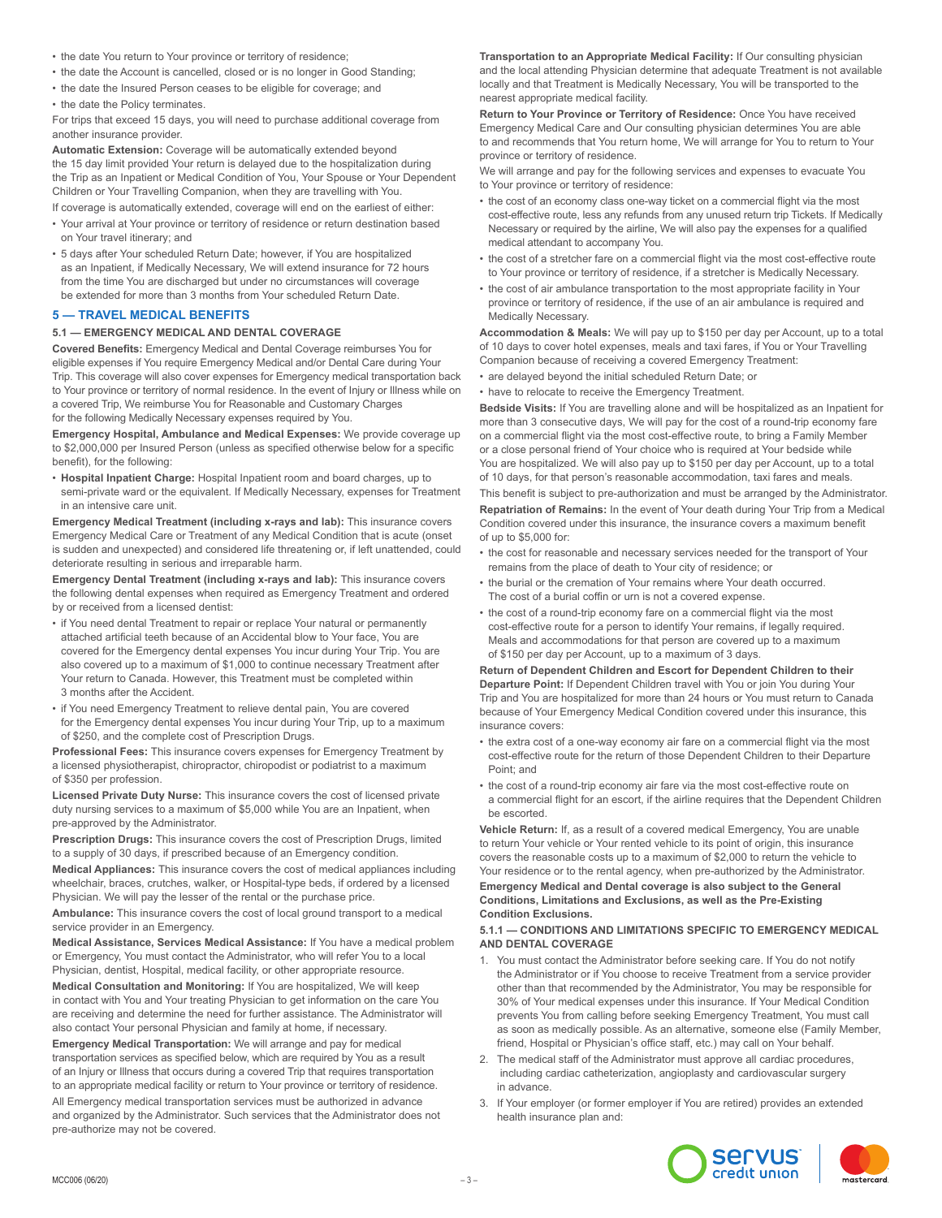- the date You return to Your province or territory of residence;
- the date the Account is cancelled, closed or is no longer in Good Standing;
- the date the Insured Person ceases to be eligible for coverage; and
- the date the Policy terminates.

For trips that exceed 15 days, you will need to purchase additional coverage from another insurance provider.

**Automatic Extension:** Coverage will be automatically extended beyond the 15 day limit provided Your return is delayed due to the hospitalization during the Trip as an Inpatient or Medical Condition of You, Your Spouse or Your Dependent Children or Your Travelling Companion, when they are travelling with You.

If coverage is automatically extended, coverage will end on the earliest of either:

- Your arrival at Your province or territory of residence or return destination based on Your travel itinerary; and
- 5 days after Your scheduled Return Date; however, if You are hospitalized as an Inpatient, if Medically Necessary, We will extend insurance for 72 hours from the time You are discharged but under no circumstances will coverage be extended for more than 3 months from Your scheduled Return Date.

## 5 — TRAVEL MEDICAL BENEFITS

### 5.1 — EMERGENCY MEDICAL AND DENTAL COVERAGE

**Covered Benefits:** Emergency Medical and Dental Coverage reimburses You for eligible expenses if You require Emergency Medical and/or Dental Care during Your Trip. This coverage will also cover expenses for Emergency medical transportation back to Your province or territory of normal residence. In the event of Injury or Illness while on a covered Trip, We reimburse You for Reasonable and Customary Charges for the following Medically Necessary expenses required by You.

**Emergency Hospital, Ambulance and Medical Expenses:** We provide coverage up to $2,000,000 per Insured Person (unless as specified otherwise below for a specific benefit), for the following:

- **Hospital Inpatient Charge:** Hospital Inpatient room and board charges, up to semi-private ward or the equivalent. If Medically Necessary, expenses for Treatment in an intensive care unit.

**Emergency Medical Treatment (including x-rays and lab):** This insurance covers Emergency Medical Care or Treatment of any Medical Condition that is acute (onset is sudden and unexpected) and considered life threatening or, if left unattended, could deteriorate resulting in serious and irreparable harm.

**Emergency Dental Treatment (including x-rays and lab):** This insurance covers the following dental expenses when required as Emergency Treatment and ordered by or received from a licensed dentist:

- if You need dental Treatment to repair or replace Your natural or permanently attached artificial teeth because of an Accidental blow to Your face, You are covered for the Emergency dental expenses You incur during Your Trip. You are also covered up to a maximum of $1,000 to continue necessary Treatment after Your return to Canada. However, this Treatment must be completed within 3 months after the Accident.
- if You need Emergency Treatment to relieve dental pain, You are covered for the Emergency dental expenses You incur during Your Trip, up to a maximum of $250, and the complete cost of Prescription Drugs.

**Professional Fees:** This insurance covers expenses for Emergency Treatment by a licensed physiotherapist, chiropractor, chiropodist or podiatrist to a maximum of $350 per profession.

**Licensed Private Duty Nurse:** This insurance covers the cost of licensed private duty nursing services to a maximum of $5,000 while You are an Inpatient, when pre-approved by the Administrator.

**Prescription Drugs:** This insurance covers the cost of Prescription Drugs, limited to a supply of 30 days, if prescribed because of an Emergency condition.

**Medical Appliances:** This insurance covers the cost of medical appliances including wheelchair, braces, crutches, walker, or Hospital-type beds, if ordered by a licensed Physician. We will pay the lesser of the rental or the purchase price.

**Ambulance:** This insurance covers the cost of local ground transport to a medical service provider in an Emergency.

**Medical Assistance, Services Medical Assistance:** If You have a medical problem or Emergency, You must contact the Administrator, who will refer You to a local Physician, dentist, Hospital, medical facility, or other appropriate resource.

**Medical Consultation and Monitoring:** If You are hospitalized, We will keep in contact with You and Your treating Physician to get information on the care You are receiving and determine the need for further assistance. The Administrator will also contact Your personal Physician and family at home, if necessary.

**Emergency Medical Transportation:** We will arrange and pay for medical transportation services as specified below, which are required by You as a result of an Injury or Illness that occurs during a covered Trip that requires transportation to an appropriate medical facility or return to Your province or territory of residence.

All Emergency medical transportation services must be authorized in advance and organized by the Administrator. Such services that the Administrator does not pre-authorize may not be covered.

**Transportation to an Appropriate Medical Facility:** If Our consulting physician and the local attending Physician determine that adequate Treatment is not available locally and that Treatment is Medically Necessary, You will be transported to the nearest appropriate medical facility.

**Return to Your Province or Territory of Residence:** Once You have received Emergency Medical Care and Our consulting physician determines You are able to and recommends that You return home, We will arrange for You to return to Your province or territory of residence.

We will arrange and pay for the following services and expenses to evacuate You to Your province or territory of residence:

- the cost of an economy class one-way ticket on a commercial flight via the most cost-effective route, less any refunds from any unused return trip Tickets. If Medically Necessary or required by the airline, We will also pay the expenses for a qualified medical attendant to accompany You.
- the cost of a stretcher fare on a commercial flight via the most cost-effective route to Your province or territory of residence, if a stretcher is Medically Necessary.
- the cost of air ambulance transportation to the most appropriate facility in Your province or territory of residence, if the use of an air ambulance is required and Medically Necessary.

**Accommodation & Meals:** We will pay up to $150 per day per Account, up to a total of 10 days to cover hotel expenses, meals and taxi fares, if You or Your Travelling Companion because of receiving a covered Emergency Treatment:

- are delayed beyond the initial scheduled Return Date; or
- have to relocate to receive the Emergency Treatment.

**Bedside Visits:** If You are travelling alone and will be hospitalized as an Inpatient for more than 3 consecutive days, We will pay for the cost of a round-trip economy fare on a commercial flight via the most cost-effective route, to bring a Family Member or a close personal friend of Your choice who is required at Your bedside while You are hospitalized. We will also pay up to $150 per day per Account, up to a total of 10 days, for that person's reasonable accommodation, taxi fares and meals.

This benefit is subject to pre-authorization and must be arranged by the Administrator.

**Repatriation of Remains:** In the event of Your death during Your Trip from a Medical Condition covered under this insurance, the insurance covers a maximum benefit of up to $5,000 for:

- the cost for reasonable and necessary services needed for the transport of Your remains from the place of death to Your city of residence; or
- the burial or the cremation of Your remains where Your death occurred. The cost of a burial coffin or urn is not a covered expense.
- the cost of a round-trip economy fare on a commercial flight via the most cost-effective route for a person to identify Your remains, if legally required. Meals and accommodations for that person are covered up to a maximum of $150 per day per Account, up to a maximum of 3 days.

**Return of Dependent Children and Escort for Dependent Children to their Departure Point:** If Dependent Children travel with You or join You during Your Trip and You are hospitalized for more than 24 hours or You must return to Canada because of Your Emergency Medical Condition covered under this insurance, this insurance covers:

- the extra cost of a one-way economy air fare on a commercial flight via the most cost-effective route for the return of those Dependent Children to their Departure Point; and
- the cost of a round-trip economy air fare via the most cost-effective route on a commercial flight for an escort, if the airline requires that the Dependent Children be escorted.

**Vehicle Return:** If, as a result of a covered medical Emergency, You are unable to return Your vehicle or Your rented vehicle to its point of origin, this insurance covers the reasonable costs up to a maximum of $2,000 to return the vehicle to Your residence or to the rental agency, when pre-authorized by the Administrator.

**Emergency Medical and Dental coverage is also subject to the General Conditions, Limitations and Exclusions, as well as the Pre-Existing Condition Exclusions.**

#### 5.1.1 — CONDITIONS AND LIMITATIONS SPECIFIC TO EMERGENCY MEDICAL AND DENTAL COVERAGE

1. You must contact the Administrator before seeking care. If You do not notify the Administrator or if You choose to receive Treatment from a service provider other than that recommended by the Administrator, You may be responsible for 30% of Your medical expenses under this insurance. If Your Medical Condition prevents You from calling before seeking Emergency Treatment, You must call as soon as medically possible. As an alternative, someone else (Family Member, friend, Hospital or Physician's office staff, etc.) may call on Your behalf.
2. The medical staff of the Administrator must approve all cardiac procedures, including cardiac catheterization, angioplasty and cardiovascular surgery in advance.
3. If Your employer (or former employer if You are retired) provides an extended health insurance plan and: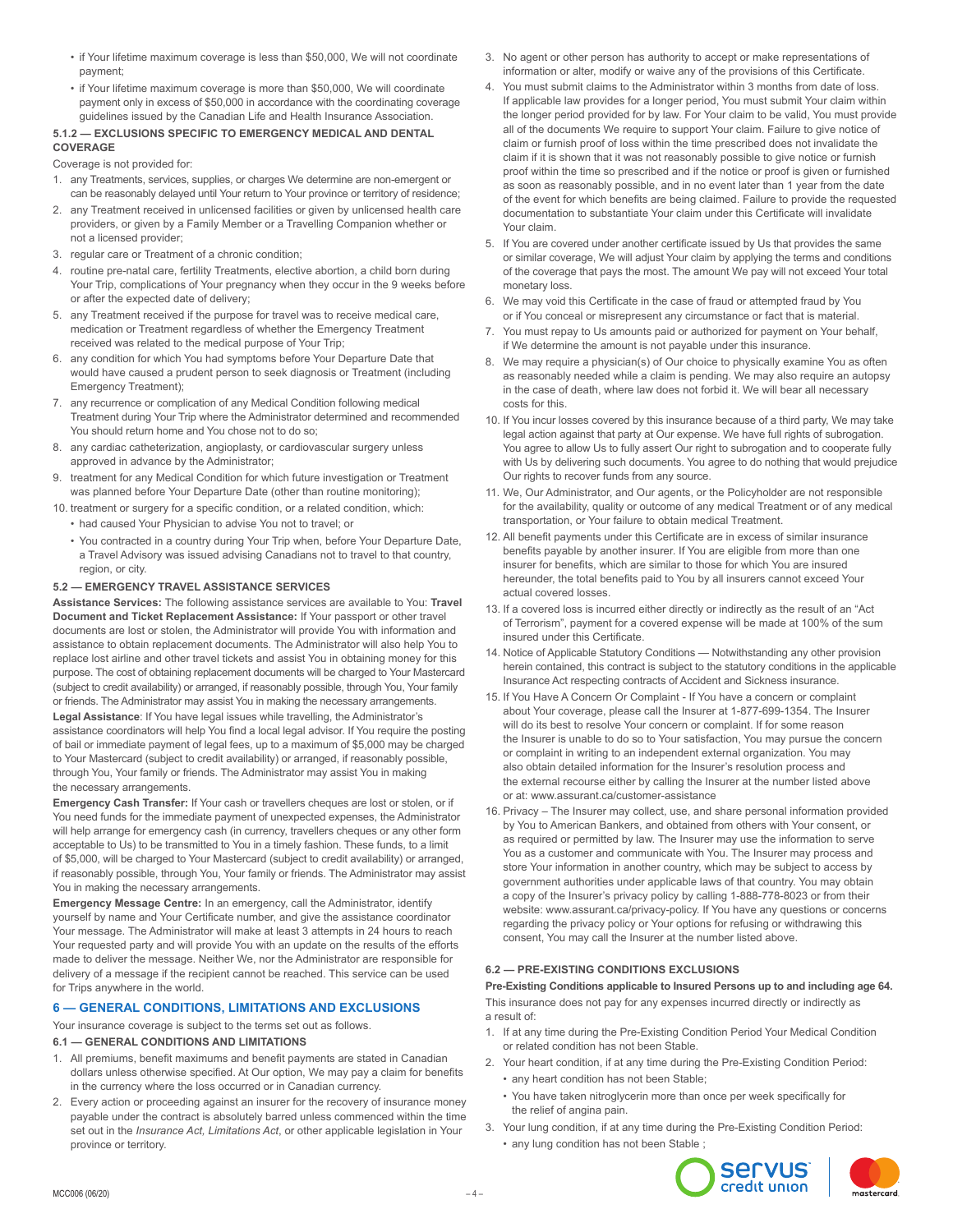- if Your lifetime maximum coverage is less than $50,000, We will not coordinate payment;
- if Your lifetime maximum coverage is more than $50,000, We will coordinate payment only in excess of $50,000 in accordance with the coordinating coverage guidelines issued by the Canadian Life and Health Insurance Association.

#### 5.1.2 — EXCLUSIONS SPECIFIC TO EMERGENCY MEDICAL AND DENTAL COVERAGE

Coverage is not provided for:

1. any Treatments, services, supplies, or charges We determine are non-emergent or can be reasonably delayed until Your return to Your province or territory of residence;
2. any Treatment received in unlicensed facilities or given by unlicensed health care providers, or given by a Family Member or a Travelling Companion whether or not a licensed provider;
3. regular care or Treatment of a chronic condition;
4. routine pre-natal care, fertility Treatments, elective abortion, a child born during Your Trip, complications of Your pregnancy when they occur in the 9 weeks before or after the expected date of delivery;
5. any Treatment received if the purpose for travel was to receive medical care, medication or Treatment regardless of whether the Emergency Treatment received was related to the medical purpose of Your Trip;
6. any condition for which You had symptoms before Your Departure Date that would have caused a prudent person to seek diagnosis or Treatment (including Emergency Treatment);
7. any recurrence or complication of any Medical Condition following medical Treatment during Your Trip where the Administrator determined and recommended You should return home and You chose not to do so;
8. any cardiac catheterization, angioplasty, or cardiovascular surgery unless approved in advance by the Administrator;
9. treatment for any Medical Condition for which future investigation or Treatment was planned before Your Departure Date (other than routine monitoring);
10. treatment or surgery for a specific condition, or a related condition, which:
    - had caused Your Physician to advise You not to travel; or
    - You contracted in a country during Your Trip when, before Your Departure Date, a Travel Advisory was issued advising Canadians not to travel to that country, region, or city.

### 5.2 — EMERGENCY TRAVEL ASSISTANCE SERVICES

**Assistance Services:** The following assistance services are available to You: **Travel Document and Ticket Replacement Assistance:** If Your passport or other travel documents are lost or stolen, the Administrator will provide You with information and assistance to obtain replacement documents. The Administrator will also help You to replace lost airline and other travel tickets and assist You in obtaining money for this purpose. The cost of obtaining replacement documents will be charged to Your Mastercard (subject to credit availability) or arranged, if reasonably possible, through You, Your family or friends. The Administrator may assist You in making the necessary arrangements.

**Legal Assistance**: If You have legal issues while travelling, the Administrator's assistance coordinators will help You find a local legal advisor. If You require the posting of bail or immediate payment of legal fees, up to a maximum of $5,000 may be charged to Your Mastercard (subject to credit availability) or arranged, if reasonably possible, through You, Your family or friends. The Administrator may assist You in making the necessary arrangements.

**Emergency Cash Transfer:** If Your cash or travellers cheques are lost or stolen, or if You need funds for the immediate payment of unexpected expenses, the Administrator will help arrange for emergency cash (in currency, travellers cheques or any other form acceptable to Us) to be transmitted to You in a timely fashion. These funds, to a limit of $5,000, will be charged to Your Mastercard (subject to credit availability) or arranged, if reasonably possible, through You, Your family or friends. The Administrator may assist You in making the necessary arrangements.

**Emergency Message Centre:** In an emergency, call the Administrator, identify yourself by name and Your Certificate number, and give the assistance coordinator Your message. The Administrator will make at least 3 attempts in 24 hours to reach Your requested party and will provide You with an update on the results of the efforts made to deliver the message. Neither We, nor the Administrator are responsible for delivery of a message if the recipient cannot be reached. This service can be used for Trips anywhere in the world.

## 6 — GENERAL CONDITIONS, LIMITATIONS AND EXCLUSIONS

Your insurance coverage is subject to the terms set out as follows.

### 6.1 — GENERAL CONDITIONS AND LIMITATIONS

1. All premiums, benefit maximums and benefit payments are stated in Canadian dollars unless otherwise specified. At Our option, We may pay a claim for benefits in the currency where the loss occurred or in Canadian currency.
2. Every action or proceeding against an insurer for the recovery of insurance money payable under the contract is absolutely barred unless commenced within the time set out in the *Insurance Act, Limitations Act*, or other applicable legislation in Your province or territory.
3. No agent or other person has authority to accept or make representations of information or alter, modify or waive any of the provisions of this Certificate.
4. You must submit claims to the Administrator within 3 months from date of loss. If applicable law provides for a longer period, You must submit Your claim within the longer period provided for by law. For Your claim to be valid, You must provide all of the documents We require to support Your claim. Failure to give notice of claim or furnish proof of loss within the time prescribed does not invalidate the claim if it is shown that it was not reasonably possible to give notice or furnish proof within the time so prescribed and if the notice or proof is given or furnished as soon as reasonably possible, and in no event later than 1 year from the date of the event for which benefits are being claimed. Failure to provide the requested documentation to substantiate Your claim under this Certificate will invalidate Your claim.
5. If You are covered under another certificate issued by Us that provides the same or similar coverage, We will adjust Your claim by applying the terms and conditions of the coverage that pays the most. The amount We pay will not exceed Your total monetary loss.
6. We may void this Certificate in the case of fraud or attempted fraud by You or if You conceal or misrepresent any circumstance or fact that is material.
7. You must repay to Us amounts paid or authorized for payment on Your behalf, if We determine the amount is not payable under this insurance.
8. We may require a physician(s) of Our choice to physically examine You as often as reasonably needed while a claim is pending. We may also require an autopsy in the case of death, where law does not forbid it. We will bear all necessary costs for this.
10. If You incur losses covered by this insurance because of a third party, We may take legal action against that party at Our expense. We have full rights of subrogation. You agree to allow Us to fully assert Our right to subrogation and to cooperate fully with Us by delivering such documents. You agree to do nothing that would prejudice Our rights to recover funds from any source.
11. We, Our Administrator, and Our agents, or the Policyholder are not responsible for the availability, quality or outcome of any medical Treatment or of any medical transportation, or Your failure to obtain medical Treatment.
12. All benefit payments under this Certificate are in excess of similar insurance benefits payable by another insurer. If You are eligible from more than one insurer for benefits, which are similar to those for which You are insured hereunder, the total benefits paid to You by all insurers cannot exceed Your actual covered losses.
13. If a covered loss is incurred either directly or indirectly as the result of an "Act of Terrorism", payment for a covered expense will be made at 100% of the sum insured under this Certificate.
14. Notice of Applicable Statutory Conditions — Notwithstanding any other provision herein contained, this contract is subject to the statutory conditions in the applicable Insurance Act respecting contracts of Accident and Sickness insurance.
15. If You Have A Concern Or Complaint - If You have a concern or complaint about Your coverage, please call the Insurer at 1-877-699-1354. The Insurer will do its best to resolve Your concern or complaint. If for some reason the Insurer is unable to do so to Your satisfaction, You may pursue the concern or complaint in writing to an independent external organization. You may also obtain detailed information for the Insurer's resolution process and the external recourse either by calling the Insurer at the number listed above or at: www.assurant.ca/customer-assistance
16. Privacy – The Insurer may collect, use, and share personal information provided by You to American Bankers, and obtained from others with Your consent, or as required or permitted by law. The Insurer may use the information to serve You as a customer and communicate with You. The Insurer may process and store Your information in another country, which may be subject to access by government authorities under applicable laws of that country. You may obtain a copy of the Insurer's privacy policy by calling 1-888-778-8023 or from their website: www.assurant.ca/privacy-policy. If You have any questions or concerns regarding the privacy policy or Your options for refusing or withdrawing this consent, You may call the Insurer at the number listed above.

### 6.2 — PRE-EXISTING CONDITIONS EXCLUSIONS

**Pre-Existing Conditions applicable to Insured Persons up to and including age 64.**

This insurance does not pay for any expenses incurred directly or indirectly as a result of:

1. If at any time during the Pre-Existing Condition Period Your Medical Condition or related condition has not been Stable.
2. Your heart condition, if at any time during the Pre-Existing Condition Period:
    - any heart condition has not been Stable;
    - You have taken nitroglycerin more than once per week specifically for the relief of angina pain.
3. Your lung condition, if at any time during the Pre-Existing Condition Period:
    - any lung condition has not been Stable ;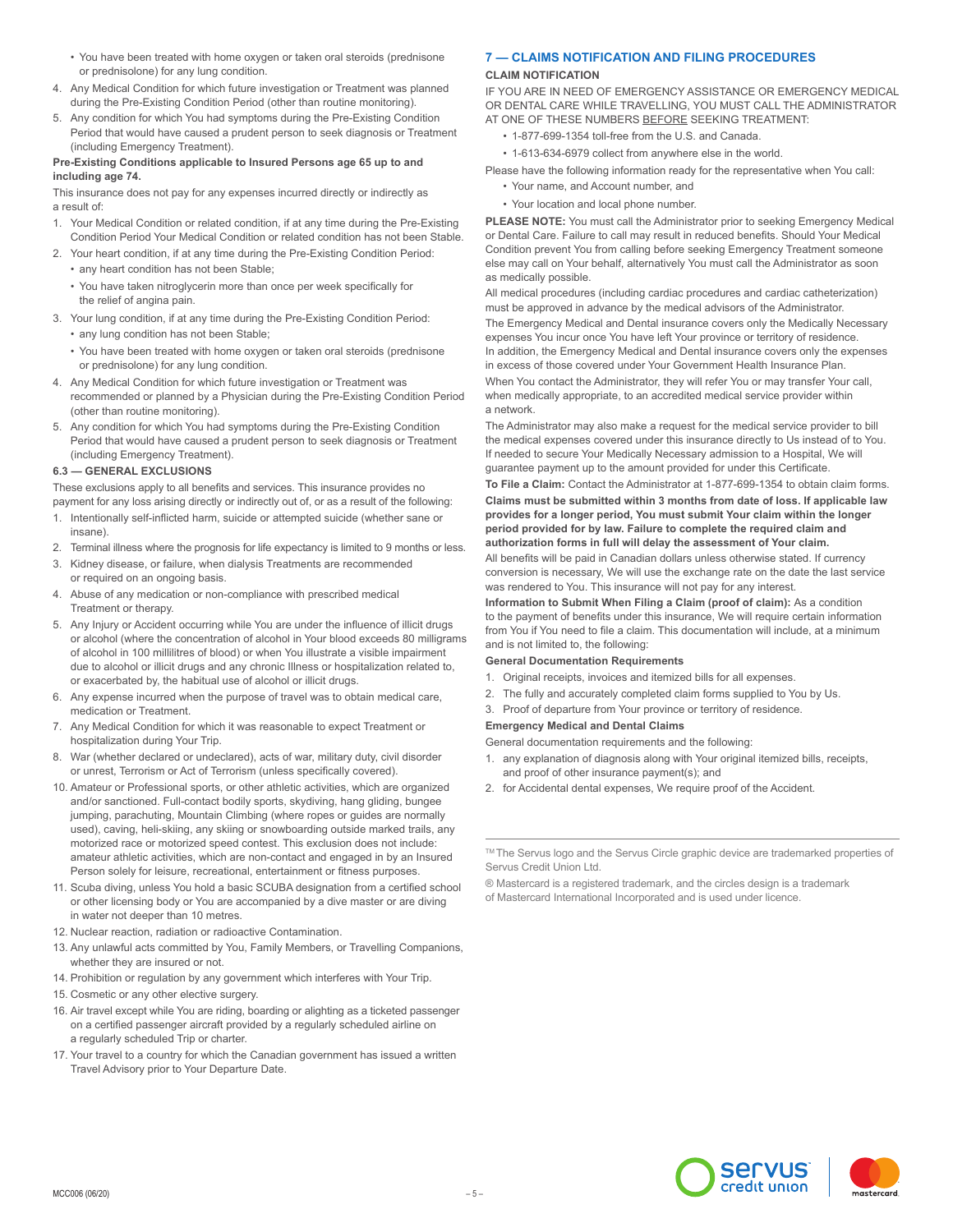- You have been treated with home oxygen or taken oral steroids (prednisone or prednisolone) for any lung condition.

4. Any Medical Condition for which future investigation or Treatment was planned during the Pre-Existing Condition Period (other than routine monitoring).
5. Any condition for which You had symptoms during the Pre-Existing Condition Period that would have caused a prudent person to seek diagnosis or Treatment (including Emergency Treatment).

**Pre-Existing Conditions applicable to Insured Persons age 65 up to and including age 74.**

This insurance does not pay for any expenses incurred directly or indirectly as a result of:

1. Your Medical Condition or related condition, if at any time during the Pre-Existing Condition Period Your Medical Condition or related condition has not been Stable.
2. Your heart condition, if at any time during the Pre-Existing Condition Period:
   - any heart condition has not been Stable;
   - You have taken nitroglycerin more than once per week specifically for the relief of angina pain.
3. Your lung condition, if at any time during the Pre-Existing Condition Period:
   - any lung condition has not been Stable;
   - You have been treated with home oxygen or taken oral steroids (prednisone or prednisolone) for any lung condition.
4. Any Medical Condition for which future investigation or Treatment was recommended or planned by a Physician during the Pre-Existing Condition Period (other than routine monitoring).
5. Any condition for which You had symptoms during the Pre-Existing Condition Period that would have caused a prudent person to seek diagnosis or Treatment (including Emergency Treatment).

### 6.3 — GENERAL EXCLUSIONS

These exclusions apply to all benefits and services. This insurance provides no payment for any loss arising directly or indirectly out of, or as a result of the following:

1. Intentionally self-inflicted harm, suicide or attempted suicide (whether sane or insane).
2. Terminal illness where the prognosis for life expectancy is limited to 9 months or less.
3. Kidney disease, or failure, when dialysis Treatments are recommended or required on an ongoing basis.
4. Abuse of any medication or non-compliance with prescribed medical Treatment or therapy.
5. Any Injury or Accident occurring while You are under the influence of illicit drugs or alcohol (where the concentration of alcohol in Your blood exceeds 80 milligrams of alcohol in 100 millilitres of blood) or when You illustrate a visible impairment due to alcohol or illicit drugs and any chronic Illness or hospitalization related to, or exacerbated by, the habitual use of alcohol or illicit drugs.
6. Any expense incurred when the purpose of travel was to obtain medical care, medication or Treatment.
7. Any Medical Condition for which it was reasonable to expect Treatment or hospitalization during Your Trip.
8. War (whether declared or undeclared), acts of war, military duty, civil disorder or unrest, Terrorism or Act of Terrorism (unless specifically covered).
9. Amateur or Professional sports, or other athletic activities, which are organized and/or sanctioned. Full-contact bodily sports, skydiving, hang gliding, bungee jumping, parachuting, Mountain Climbing (where ropes or guides are normally used), caving, heli-skiing, any skiing or snowboarding outside marked trails, any motorized race or motorized speed contest. This exclusion does not include: amateur athletic activities, which are non-contact and engaged in by an Insured Person solely for leisure, recreational, entertainment or fitness purposes.
10. Scuba diving, unless You hold a basic SCUBA designation from a certified school or other licensing body or You are accompanied by a dive master or are diving in water not deeper than 10 metres.
11. Nuclear reaction, radiation or radioactive Contamination.
12. Any unlawful acts committed by You, Family Members, or Travelling Companions, whether they are insured or not.
13. Prohibition or regulation by any government which interferes with Your Trip.
14. Cosmetic or any other elective surgery.
15. Air travel except while You are riding, boarding or alighting as a ticketed passenger on a certified passenger aircraft provided by a regularly scheduled airline on a regularly scheduled Trip or charter.
16. Your travel to a country for which the Canadian government has issued a written Travel Advisory prior to Your Departure Date.

## 7 — CLAIMS NOTIFICATION AND FILING PROCEDURES

### CLAIM NOTIFICATION

IF YOU ARE IN NEED OF EMERGENCY ASSISTANCE OR EMERGENCY MEDICAL OR DENTAL CARE WHILE TRAVELLING, YOU MUST CALL THE ADMINISTRATOR AT ONE OF THESE NUMBERS BEFORE SEEKING TREATMENT:

- 1-877-699-1354 toll-free from the U.S. and Canada.
- 1-613-634-6979 collect from anywhere else in the world.

Please have the following information ready for the representative when You call:

- Your name, and Account number, and
- Your location and local phone number.

**PLEASE NOTE:** You must call the Administrator prior to seeking Emergency Medical or Dental Care. Failure to call may result in reduced benefits. Should Your Medical Condition prevent You from calling before seeking Emergency Treatment someone else may call on Your behalf, alternatively You must call the Administrator as soon as medically possible.

All medical procedures (including cardiac procedures and cardiac catheterization) must be approved in advance by the medical advisors of the Administrator.

The Emergency Medical and Dental insurance covers only the Medically Necessary expenses You incur once You have left Your province or territory of residence. In addition, the Emergency Medical and Dental insurance covers only the expenses in excess of those covered under Your Government Health Insurance Plan.

When You contact the Administrator, they will refer You or may transfer Your call, when medically appropriate, to an accredited medical service provider within a network.

The Administrator may also make a request for the medical service provider to bill the medical expenses covered under this insurance directly to Us instead of to You. If needed to secure Your Medically Necessary admission to a Hospital, We will guarantee payment up to the amount provided for under this Certificate.

**To File a Claim:** Contact the Administrator at 1-877-699-1354 to obtain claim forms.

**Claims must be submitted within 3 months from date of loss. If applicable law provides for a longer period, You must submit Your claim within the longer period provided for by law. Failure to complete the required claim and authorization forms in full will delay the assessment of Your claim.**

All benefits will be paid in Canadian dollars unless otherwise stated. If currency conversion is necessary, We will use the exchange rate on the date the last service was rendered to You. This insurance will not pay for any interest.

**Information to Submit When Filing a Claim (proof of claim):** As a condition to the payment of benefits under this insurance, We will require certain information from You if You need to file a claim. This documentation will include, at a minimum and is not limited to, the following:

**General Documentation Requirements**

1. Original receipts, invoices and itemized bills for all expenses.
2. The fully and accurately completed claim forms supplied to You by Us.
3. Proof of departure from Your province or territory of residence.

**Emergency Medical and Dental Claims**

General documentation requirements and the following:

1. any explanation of diagnosis along with Your original itemized bills, receipts, and proof of other insurance payment(s); and
2. for Accidental dental expenses, We require proof of the Accident.

™ The Servus logo and the Servus Circle graphic device are trademarked properties of Servus Credit Union Ltd.

® Mastercard is a registered trademark, and the circles design is a trademark of Mastercard International Incorporated and is used under licence.

MCC006 (06/20)